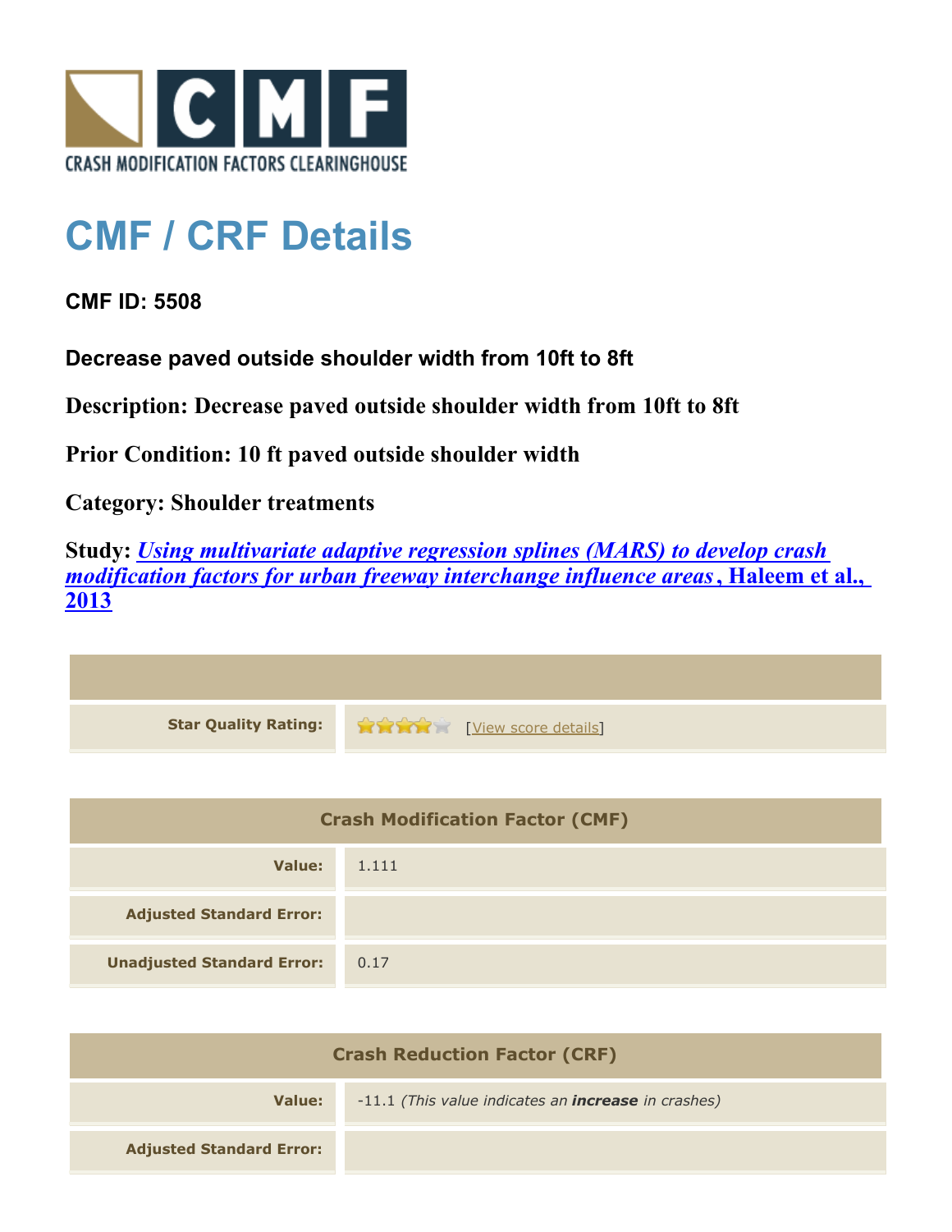CRASH MODIFICATION FACTORS CLEARINGHOUSE

# CMF / CRF Details

## CMF ID: 5508

### Decrease paved outside shoulder width from 10ft to 8ft

**Description: Decrease paved outside shoulder width from 10ft to 8ft**

**Prior Condition: 10 ft paved outside shoulder width**

**Category: Shoulder treatments**

**Study:** ***Using multivariate adaptive regression splines (MARS) to develop crash modification factors for urban freeway interchange influence areas*, Haleem et al., 2013**

| | |
|---|---|
| **Star Quality Rating:** | [View score details] |

| Crash Modification Factor (CMF) | |
|---|---|
| **Value:** | 1.111 |
| **Adjusted Standard Error:** | |
| **Unadjusted Standard Error:** | 0.17 |

| Crash Reduction Factor (CRF) | |
|---|---|
| **Value:** | -11.1 *(This value indicates an **increase** in crashes)* |
| **Adjusted Standard Error:** | |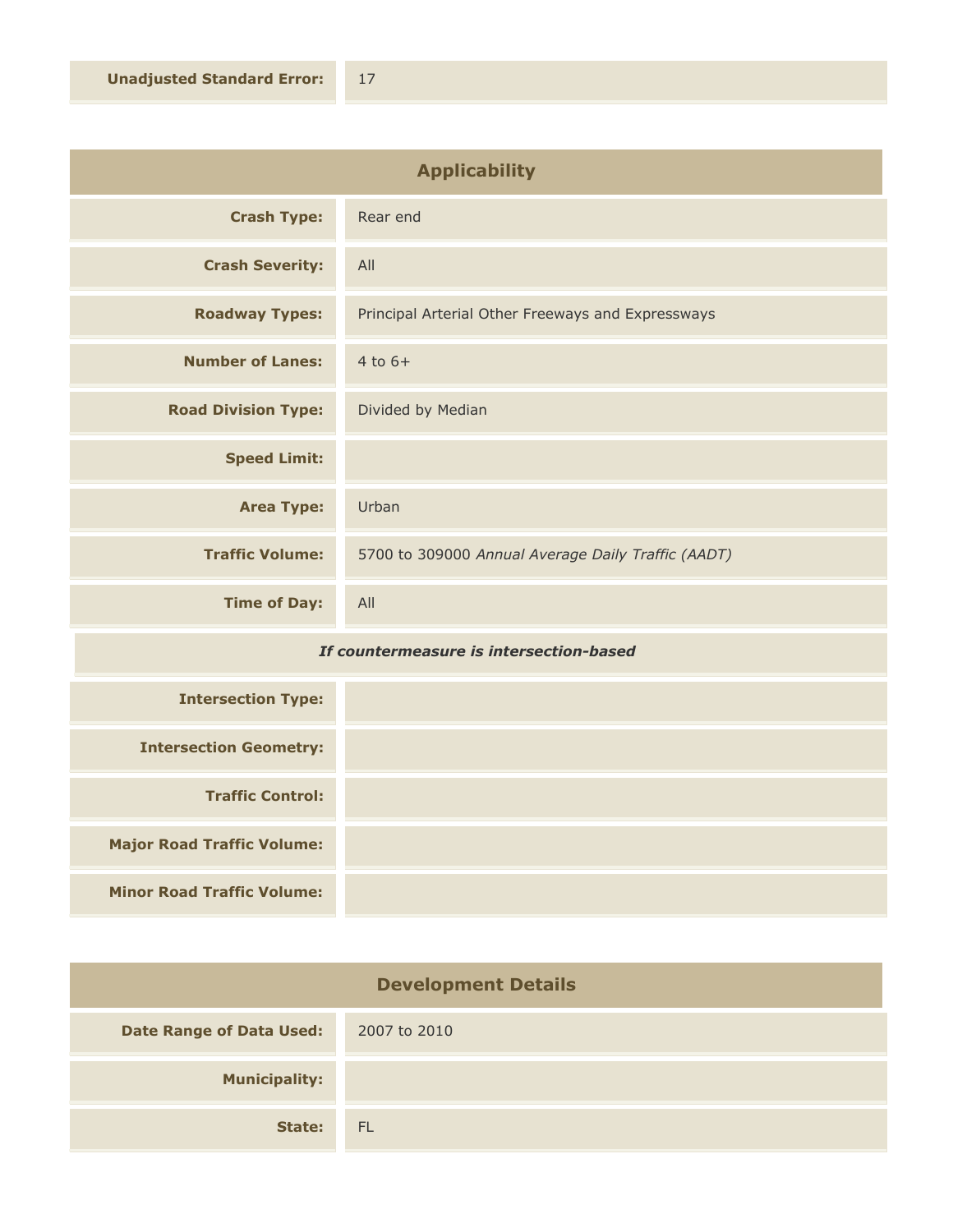| | |
|---|---|
| **Unadjusted Standard Error:** | 17 |

## Applicability

| | |
|---|---|
| **Crash Type:** | Rear end |
| **Crash Severity:** | All |
| **Roadway Types:** | Principal Arterial Other Freeways and Expressways |
| **Number of Lanes:** | 4 to 6+ |
| **Road Division Type:** | Divided by Median |
| **Speed Limit:** | |
| **Area Type:** | Urban |
| **Traffic Volume:** | 5700 to 309000 *Annual Average Daily Traffic (AADT)* |
| **Time of Day:** | All |

***If countermeasure is intersection-based***

| | |
|---|---|
| **Intersection Type:** | |
| **Intersection Geometry:** | |
| **Traffic Control:** | |
| **Major Road Traffic Volume:** | |
| **Minor Road Traffic Volume:** | |

## Development Details

| | |
|---|---|
| **Date Range of Data Used:** | 2007 to 2010 |
| **Municipality:** | |
| **State:** | FL |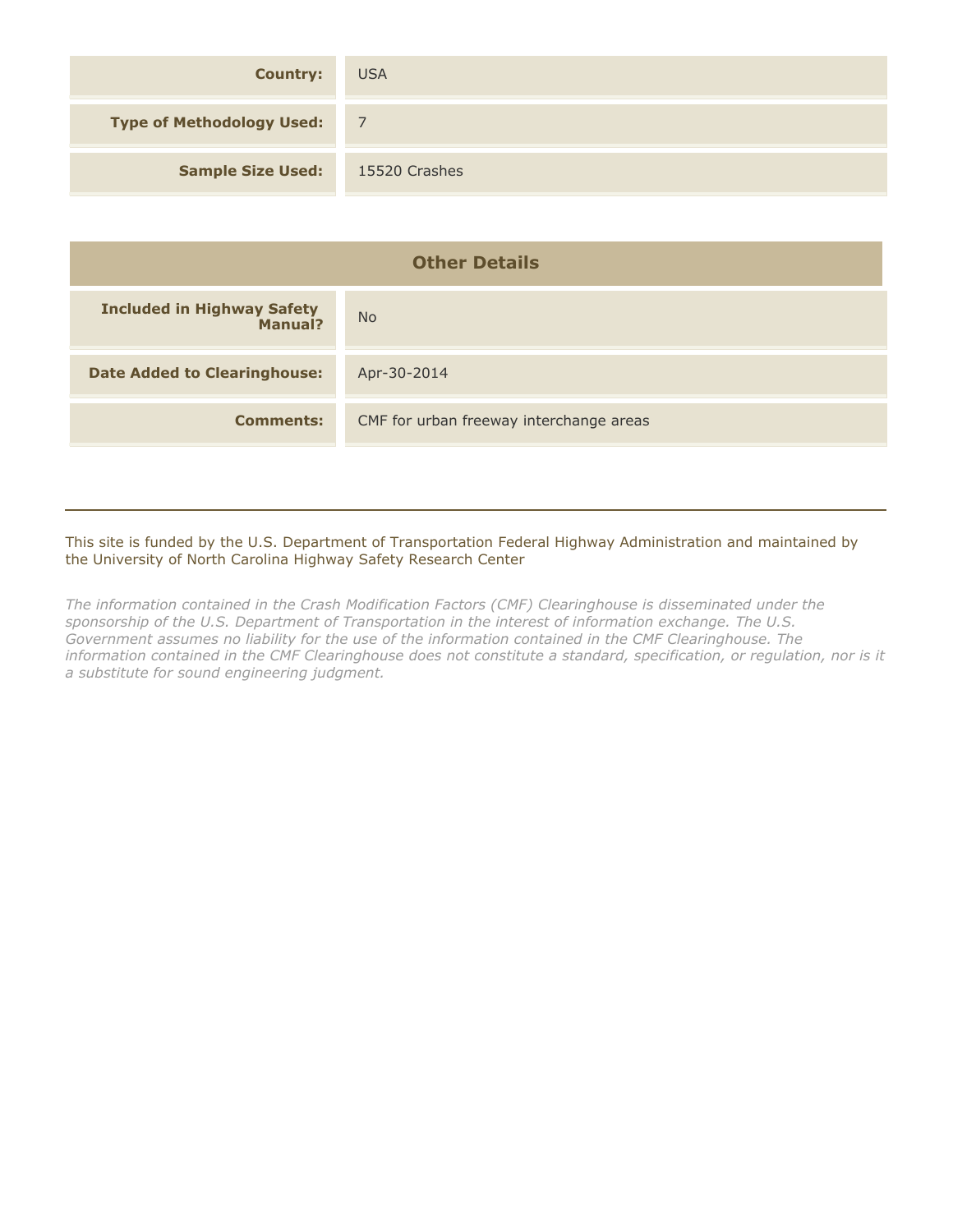| | |
|---|---|
| **Country:** | USA |
| **Type of Methodology Used:** | 7 |
| **Sample Size Used:** | 15520 Crashes |

## Other Details

| | |
|---|---|
| **Included in Highway Safety Manual?** | No |
| **Date Added to Clearinghouse:** | Apr-30-2014 |
| **Comments:** | CMF for urban freeway interchange areas |

---

This site is funded by the U.S. Department of Transportation Federal Highway Administration and maintained by the University of North Carolina Highway Safety Research Center

*The information contained in the Crash Modification Factors (CMF) Clearinghouse is disseminated under the sponsorship of the U.S. Department of Transportation in the interest of information exchange. The U.S. Government assumes no liability for the use of the information contained in the CMF Clearinghouse. The information contained in the CMF Clearinghouse does not constitute a standard, specification, or regulation, nor is it a substitute for sound engineering judgment.*